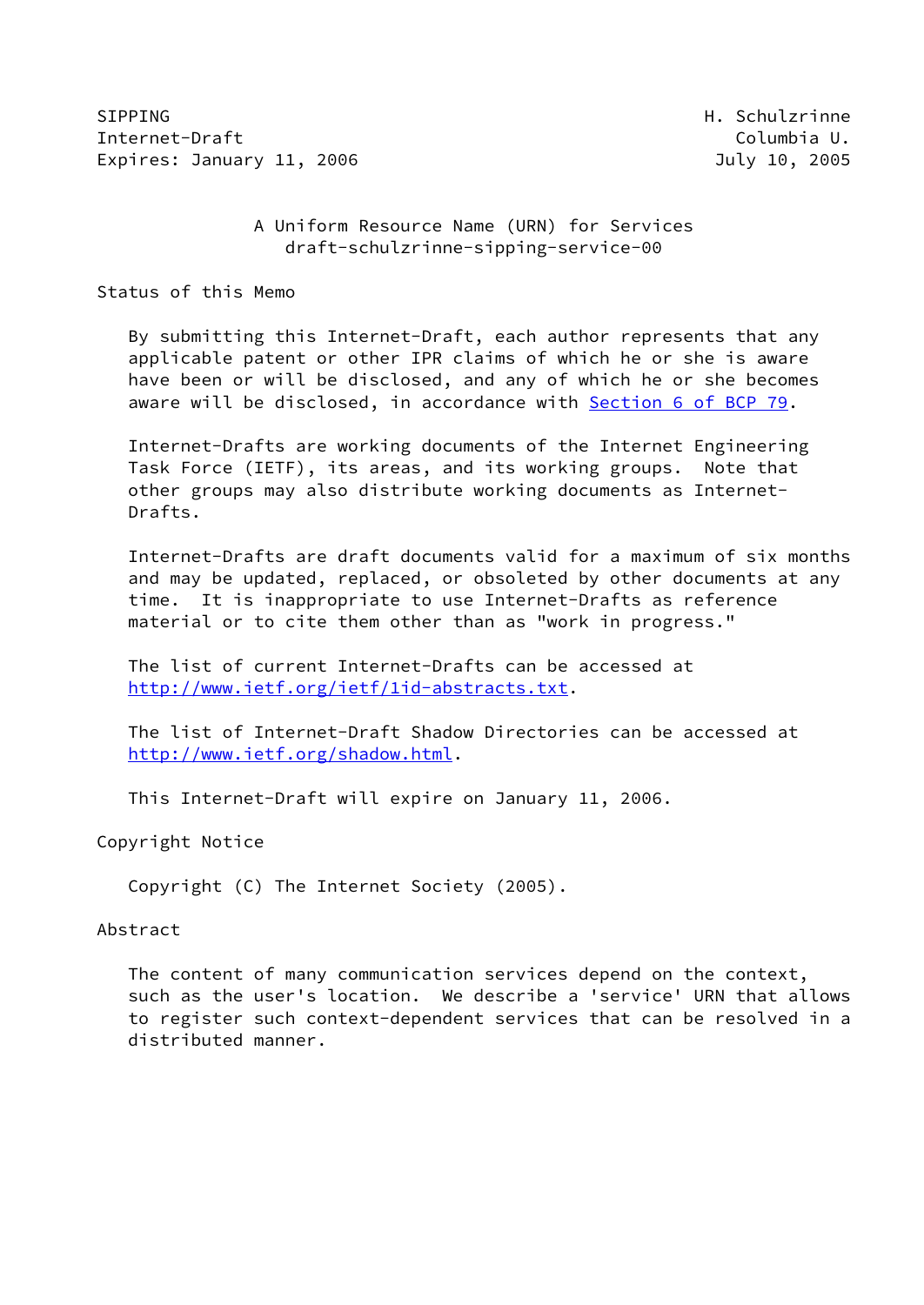SIPPING H. Schulzrinne
Internet-Draft Columbia U.
Expires: January 11, 2006 July 10, 2005

# A Uniform Resource Name (URN) for Services
draft-schulzrinne-sipping-service-00

## Status of this Memo

By submitting this Internet-Draft, each author represents that any applicable patent or other IPR claims of which he or she is aware have been or will be disclosed, and any of which he or she becomes aware will be disclosed, in accordance with Section 6 of BCP 79.

Internet-Drafts are working documents of the Internet Engineering Task Force (IETF), its areas, and its working groups. Note that other groups may also distribute working documents as Internet-Drafts.

Internet-Drafts are draft documents valid for a maximum of six months and may be updated, replaced, or obsoleted by other documents at any time. It is inappropriate to use Internet-Drafts as reference material or to cite them other than as "work in progress."

The list of current Internet-Drafts can be accessed at http://www.ietf.org/ietf/1id-abstracts.txt.

The list of Internet-Draft Shadow Directories can be accessed at http://www.ietf.org/shadow.html.

This Internet-Draft will expire on January 11, 2006.

## Copyright Notice

Copyright (C) The Internet Society (2005).

## Abstract

The content of many communication services depend on the context, such as the user's location. We describe a 'service' URN that allows to register such context-dependent services that can be resolved in a distributed manner.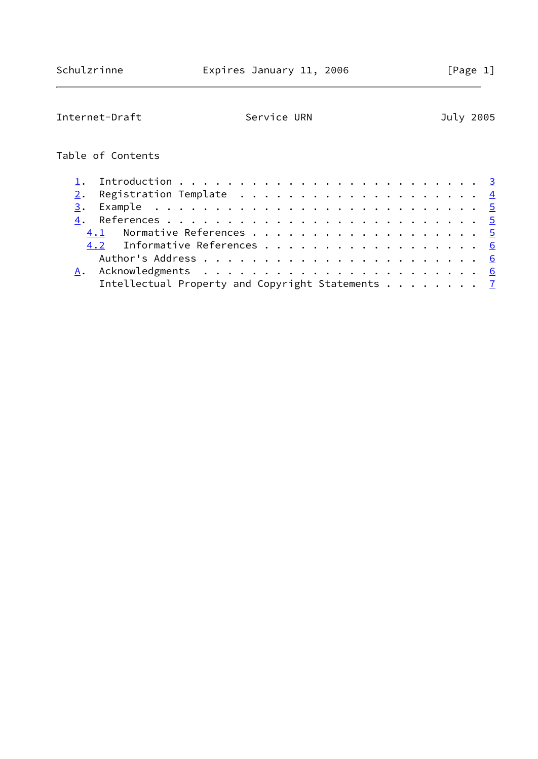Table of Contents

1. Introduction . . . . . . . . . . . . . . . . . . . . . . . . . 3
2. Registration Template . . . . . . . . . . . . . . . . . . . . 4
3. Example . . . . . . . . . . . . . . . . . . . . . . . . . . . 5
4. References . . . . . . . . . . . . . . . . . . . . . . . . . . 5
   4.1 Normative References . . . . . . . . . . . . . . . . . . . 5
   4.2 Informative References . . . . . . . . . . . . . . . . . . 6
   Author's Address . . . . . . . . . . . . . . . . . . . . . . . 6
A. Acknowledgments . . . . . . . . . . . . . . . . . . . . . . . 6
   Intellectual Property and Copyright Statements . . . . . . . . 7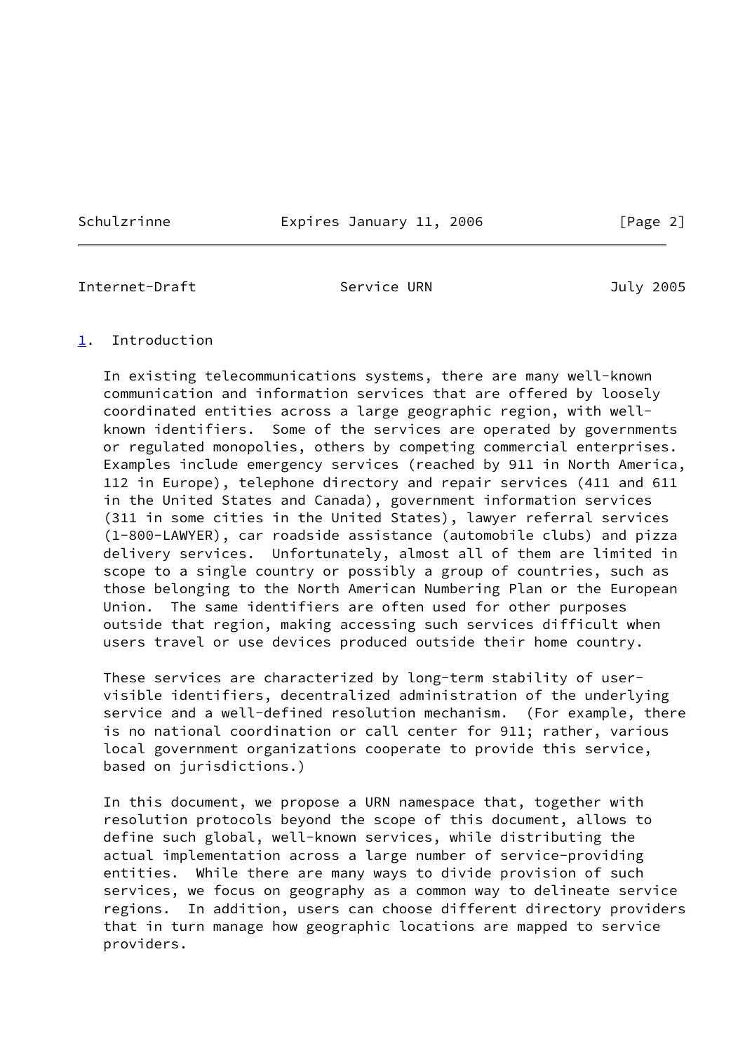## 1. Introduction

In existing telecommunications systems, there are many well-known communication and information services that are offered by loosely coordinated entities across a large geographic region, with well-known identifiers. Some of the services are operated by governments or regulated monopolies, others by competing commercial enterprises. Examples include emergency services (reached by 911 in North America, 112 in Europe), telephone directory and repair services (411 and 611 in the United States and Canada), government information services (311 in some cities in the United States), lawyer referral services (1-800-LAWYER), car roadside assistance (automobile clubs) and pizza delivery services. Unfortunately, almost all of them are limited in scope to a single country or possibly a group of countries, such as those belonging to the North American Numbering Plan or the European Union. The same identifiers are often used for other purposes outside that region, making accessing such services difficult when users travel or use devices produced outside their home country.

These services are characterized by long-term stability of user-visible identifiers, decentralized administration of the underlying service and a well-defined resolution mechanism. (For example, there is no national coordination or call center for 911; rather, various local government organizations cooperate to provide this service, based on jurisdictions.)

In this document, we propose a URN namespace that, together with resolution protocols beyond the scope of this document, allows to define such global, well-known services, while distributing the actual implementation across a large number of service-providing entities. While there are many ways to divide provision of such services, we focus on geography as a common way to delineate service regions. In addition, users can choose different directory providers that in turn manage how geographic locations are mapped to service providers.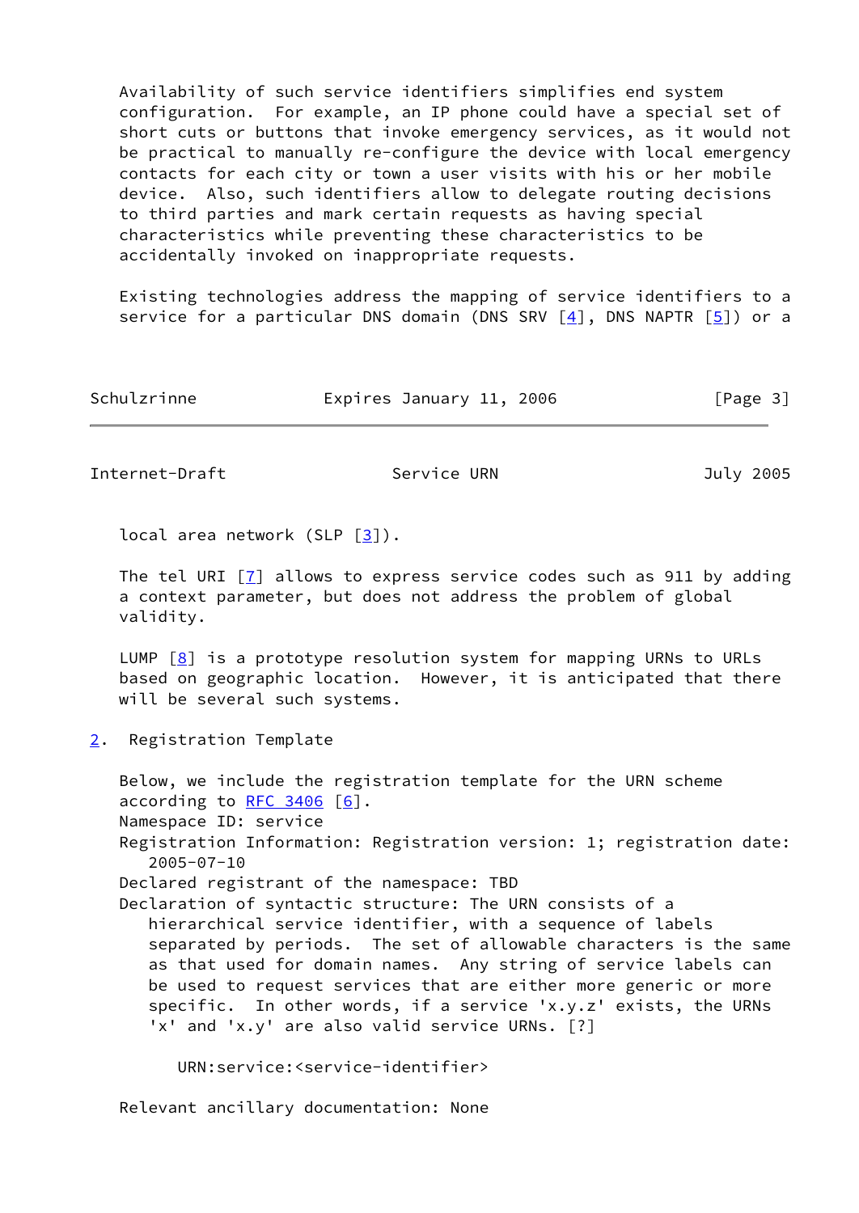Availability of such service identifiers simplifies end system configuration. For example, an IP phone could have a special set of short cuts or buttons that invoke emergency services, as it would not be practical to manually re-configure the device with local emergency contacts for each city or town a user visits with his or her mobile device. Also, such identifiers allow to delegate routing decisions to third parties and mark certain requests as having special characteristics while preventing these characteristics to be accidentally invoked on inappropriate requests.

Existing technologies address the mapping of service identifiers to a service for a particular DNS domain (DNS SRV [4], DNS NAPTR [5]) or a local area network (SLP [3]).

The tel URI [7] allows to express service codes such as 911 by adding a context parameter, but does not address the problem of global validity.

LUMP [8] is a prototype resolution system for mapping URNs to URLs based on geographic location. However, it is anticipated that there will be several such systems.

## 2. Registration Template

Below, we include the registration template for the URN scheme according to RFC 3406 [6].

Namespace ID: service

Registration Information: Registration version: 1; registration date: 2005-07-10

Declared registrant of the namespace: TBD

Declaration of syntactic structure: The URN consists of a hierarchical service identifier, with a sequence of labels separated by periods. The set of allowable characters is the same as that used for domain names. Any string of service labels can be used to request services that are either more generic or more specific. In other words, if a service 'x.y.z' exists, the URNs 'x' and 'x.y' are also valid service URNs. [?]

```
URN:service:<service-identifier>
```

Relevant ancillary documentation: None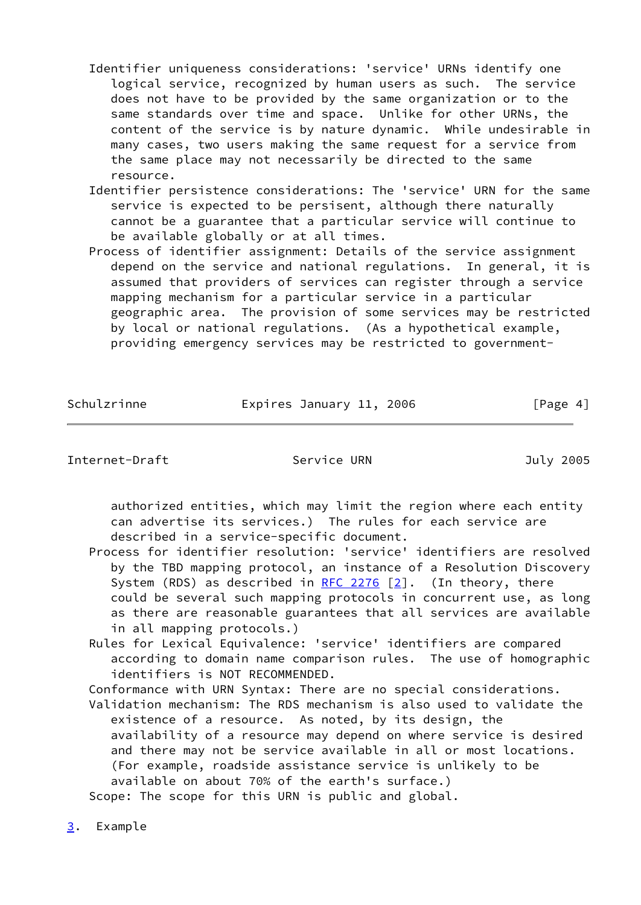Identifier uniqueness considerations: 'service' URNs identify one logical service, recognized by human users as such. The service does not have to be provided by the same organization or to the same standards over time and space. Unlike for other URNs, the content of the service is by nature dynamic. While undesirable in many cases, two users making the same request for a service from the same place may not necessarily be directed to the same resource.

Identifier persistence considerations: The 'service' URN for the same service is expected to be persistent, although there naturally cannot be a guarantee that a particular service will continue to be available globally or at all times.

Process of identifier assignment: Details of the service assignment depend on the service and national regulations. In general, it is assumed that providers of services can register through a service mapping mechanism for a particular service in a particular geographic area. The provision of some services may be restricted by local or national regulations. (As a hypothetical example, providing emergency services may be restricted to government-authorized entities, which may limit the region where each entity can advertise its services.) The rules for each service are described in a service-specific document.

Process for identifier resolution: 'service' identifiers are resolved by the TBD mapping protocol, an instance of a Resolution Discovery System (RDS) as described in RFC 2276 [2]. (In theory, there could be several such mapping protocols in concurrent use, as long as there are reasonable guarantees that all services are available in all mapping protocols.)

Rules for Lexical Equivalence: 'service' identifiers are compared according to domain name comparison rules. The use of homographic identifiers is NOT RECOMMENDED.

Conformance with URN Syntax: There are no special considerations.

Validation mechanism: The RDS mechanism is also used to validate the existence of a resource. As noted, by its design, the availability of a resource may depend on where service is desired and there may not be service available in all or most locations. (For example, roadside assistance service is unlikely to be available on about 70% of the earth's surface.)

Scope: The scope for this URN is public and global.

## 3. Example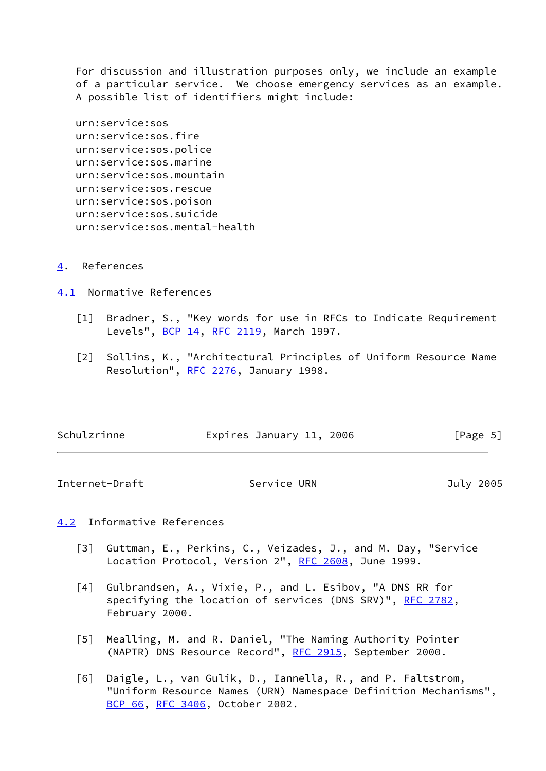For discussion and illustration purposes only, we include an example of a particular service. We choose emergency services as an example. A possible list of identifiers might include:

```
urn:service:sos
urn:service:sos.fire
urn:service:sos.police
urn:service:sos.marine
urn:service:sos.mountain
urn:service:sos.rescue
urn:service:sos.poison
urn:service:sos.suicide
urn:service:sos.mental-health
```

# 4. References

## 4.1 Normative References

[1] Bradner, S., "Key words for use in RFCs to Indicate Requirement Levels", BCP 14, RFC 2119, March 1997.

[2] Sollins, K., "Architectural Principles of Uniform Resource Name Resolution", RFC 2276, January 1998.

## 4.2 Informative References

[3] Guttman, E., Perkins, C., Veizades, J., and M. Day, "Service Location Protocol, Version 2", RFC 2608, June 1999.

[4] Gulbrandsen, A., Vixie, P., and L. Esibov, "A DNS RR for specifying the location of services (DNS SRV)", RFC 2782, February 2000.

[5] Mealling, M. and R. Daniel, "The Naming Authority Pointer (NAPTR) DNS Resource Record", RFC 2915, September 2000.

[6] Daigle, L., van Gulik, D., Iannella, R., and P. Faltstrom, "Uniform Resource Names (URN) Namespace Definition Mechanisms", BCP 66, RFC 3406, October 2002.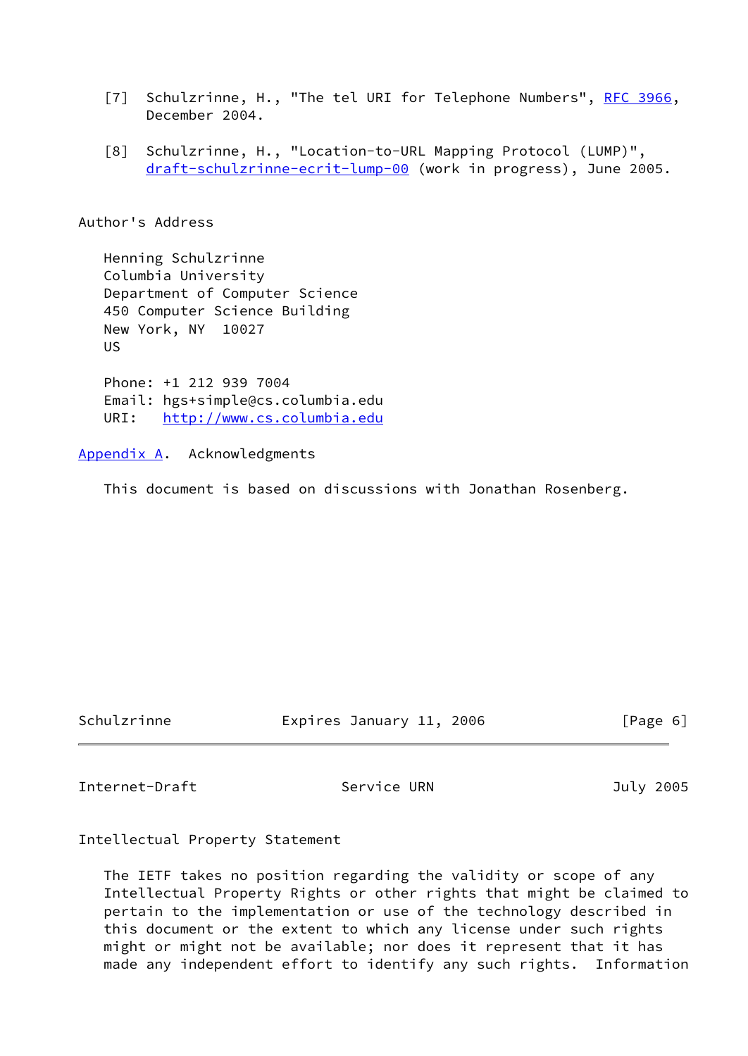[7] Schulzrinne, H., "The tel URI for Telephone Numbers", RFC 3966, December 2004.

[8] Schulzrinne, H., "Location-to-URL Mapping Protocol (LUMP)", draft-schulzrinne-ecrit-lump-00 (work in progress), June 2005.

## Author's Address

Henning Schulzrinne
Columbia University
Department of Computer Science
450 Computer Science Building
New York, NY  10027
US

Phone: +1 212 939 7004
Email: hgs+simple@cs.columbia.edu
URI:   http://www.cs.columbia.edu

## Appendix A.  Acknowledgments

This document is based on discussions with Jonathan Rosenberg.

## Intellectual Property Statement

The IETF takes no position regarding the validity or scope of any Intellectual Property Rights or other rights that might be claimed to pertain to the implementation or use of the technology described in this document or the extent to which any license under such rights might or might not be available; nor does it represent that it has made any independent effort to identify any such rights.  Information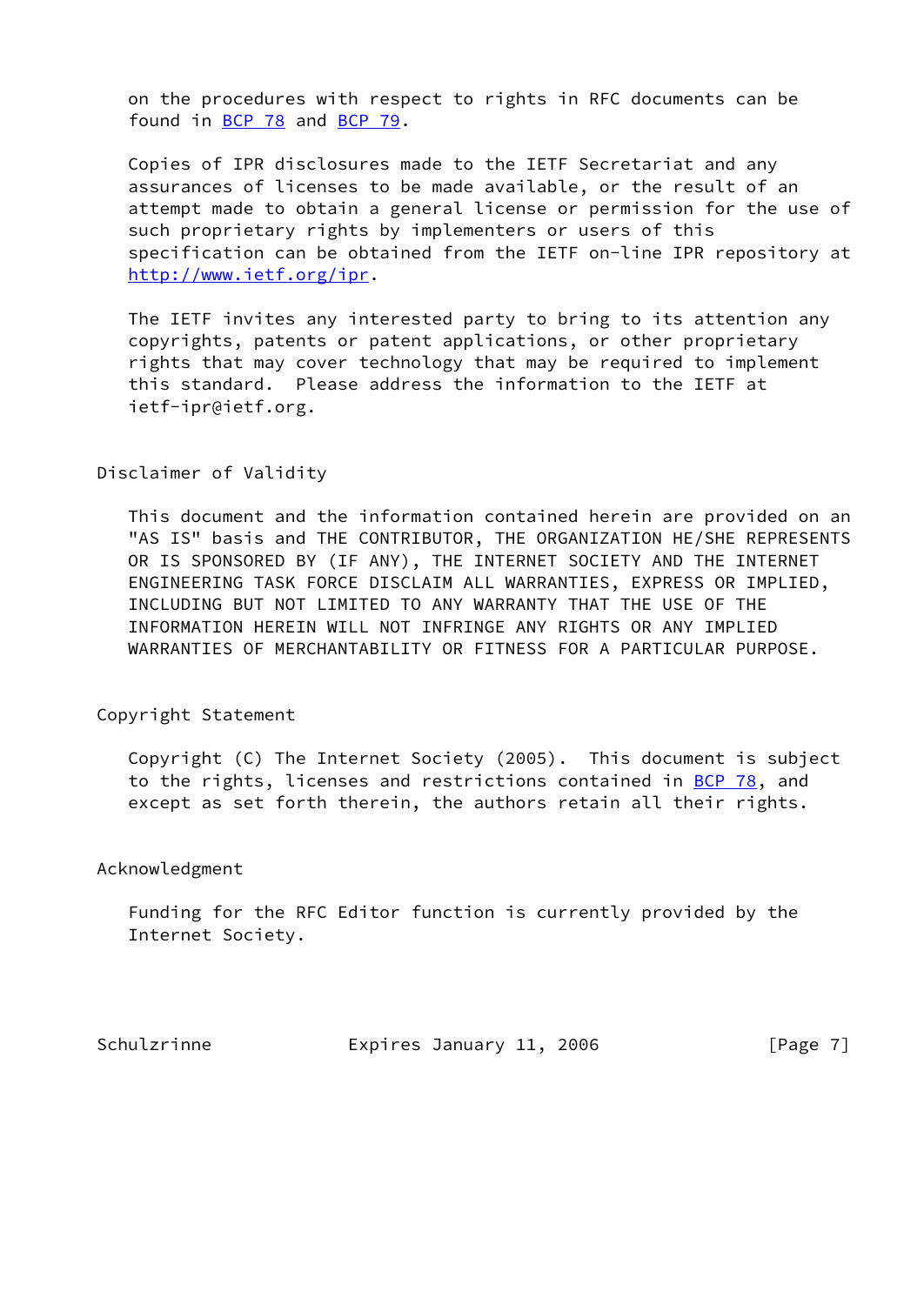on the procedures with respect to rights in RFC documents can be found in BCP 78 and BCP 79.

Copies of IPR disclosures made to the IETF Secretariat and any assurances of licenses to be made available, or the result of an attempt made to obtain a general license or permission for the use of such proprietary rights by implementers or users of this specification can be obtained from the IETF on-line IPR repository at http://www.ietf.org/ipr.

The IETF invites any interested party to bring to its attention any copyrights, patents or patent applications, or other proprietary rights that may cover technology that may be required to implement this standard. Please address the information to the IETF at ietf-ipr@ietf.org.

## Disclaimer of Validity

This document and the information contained herein are provided on an "AS IS" basis and THE CONTRIBUTOR, THE ORGANIZATION HE/SHE REPRESENTS OR IS SPONSORED BY (IF ANY), THE INTERNET SOCIETY AND THE INTERNET ENGINEERING TASK FORCE DISCLAIM ALL WARRANTIES, EXPRESS OR IMPLIED, INCLUDING BUT NOT LIMITED TO ANY WARRANTY THAT THE USE OF THE INFORMATION HEREIN WILL NOT INFRINGE ANY RIGHTS OR ANY IMPLIED WARRANTIES OF MERCHANTABILITY OR FITNESS FOR A PARTICULAR PURPOSE.

## Copyright Statement

Copyright (C) The Internet Society (2005). This document is subject to the rights, licenses and restrictions contained in BCP 78, and except as set forth therein, the authors retain all their rights.

## Acknowledgment

Funding for the RFC Editor function is currently provided by the Internet Society.